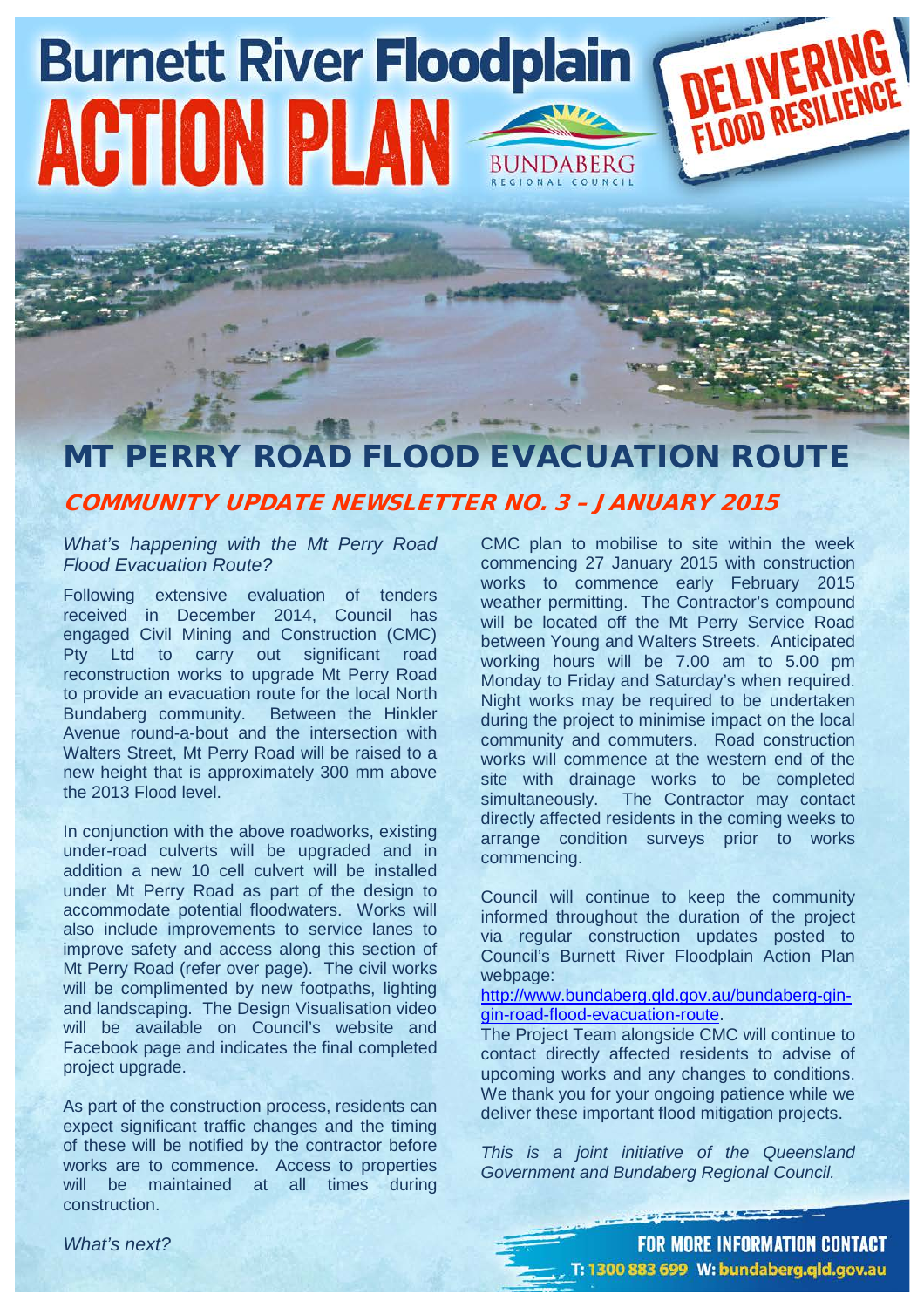# Burnett River Floodplain ACTION PLAN

BUNDABERG REGIONAL COUNCIL

DELIVERING FLOOD RESILIENCE

## MT PERRY ROAD FLOOD EVACUATION ROUTE

### COMMUNITY UPDATE NEWSLETTER NO. 3 – JANUARY 2015

*What's happening with the Mt Perry Road Flood Evacuation Route?*

Following extensive evaluation of tenders received in December 2014, Council has engaged Civil Mining and Construction (CMC) Pty Ltd to carry out significant road reconstruction works to upgrade Mt Perry Road to provide an evacuation route for the local North Bundaberg community. Between the Hinkler Avenue round-a-bout and the intersection with Walters Street, Mt Perry Road will be raised to a new height that is approximately 300 mm above the 2013 Flood level.

In conjunction with the above roadworks, existing under-road culverts will be upgraded and in addition a new 10 cell culvert will be installed under Mt Perry Road as part of the design to accommodate potential floodwaters. Works will also include improvements to service lanes to improve safety and access along this section of Mt Perry Road (refer over page). The civil works will be complimented by new footpaths, lighting and landscaping. The Design Visualisation video will be available on Council's website and Facebook page and indicates the final completed project upgrade.

As part of the construction process, residents can expect significant traffic changes and the timing of these will be notified by the contractor before works are to commence. Access to properties will be maintained at all times during construction.

*What's next?*

CMC plan to mobilise to site within the week commencing 27 January 2015 with construction works to commence early February 2015 weather permitting. The Contractor's compound will be located off the Mt Perry Service Road between Young and Walters Streets. Anticipated working hours will be 7.00 am to 5.00 pm Monday to Friday and Saturday's when required. Night works may be required to be undertaken during the project to minimise impact on the local community and commuters. Road construction works will commence at the western end of the site with drainage works to be completed simultaneously. The Contractor may contact directly affected residents in the coming weeks to arrange condition surveys prior to works commencing.

Council will continue to keep the community informed throughout the duration of the project via regular construction updates posted to Council's Burnett River Floodplain Action Plan webpage:
[http://www.bundaberg.qld.gov.au/bundaberg-gin-gin-road-flood-evacuation-route](http://www.bundaberg.qld.gov.au/bundaberg-gin-gin-road-flood-evacuation-route).
The Project Team alongside CMC will continue to contact directly affected residents to advise of upcoming works and any changes to conditions. We thank you for your ongoing patience while we deliver these important flood mitigation projects.

*This is a joint initiative of the Queensland Government and Bundaberg Regional Council.*

**FOR MORE INFORMATION CONTACT**
**T: 1300 883 699 W: bundaberg.qld.gov.au**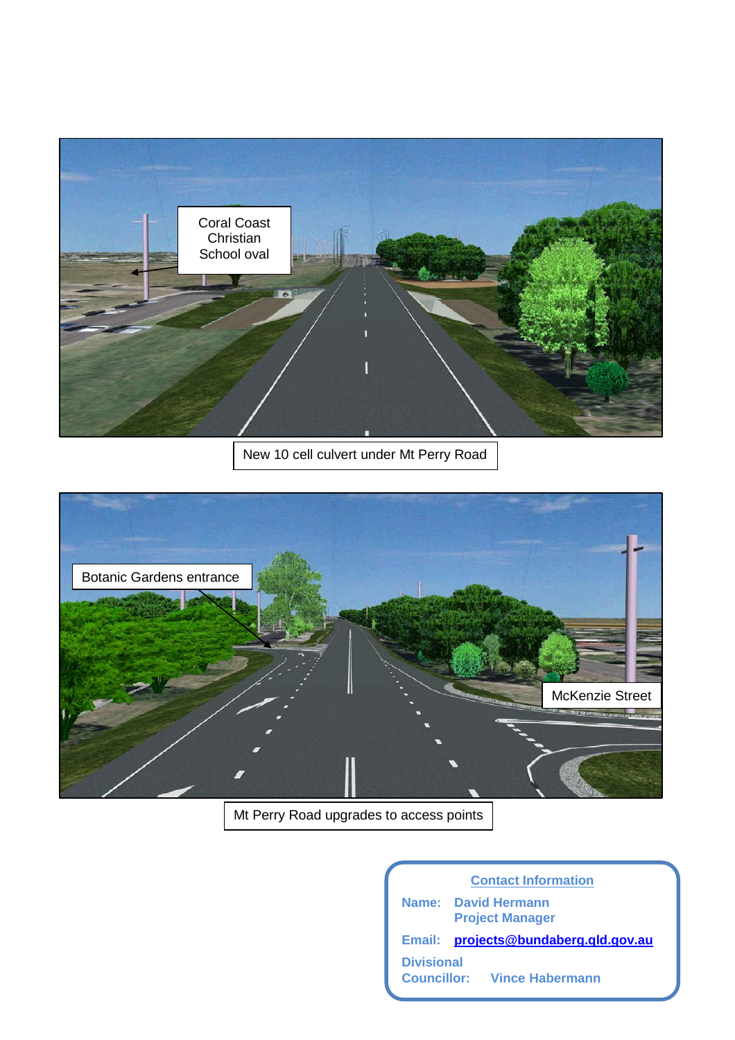Coral Coast Christian School oval

New 10 cell culvert under Mt Perry Road

Botanic Gardens entrance

McKenzie Street

Mt Perry Road upgrades to access points

**Contact Information**

**Name:** **David Hermann**
**Project Manager**

**Email:** **projects@bundaberg.qld.gov.au**

**Divisional Councillor:** **Vince Habermann**